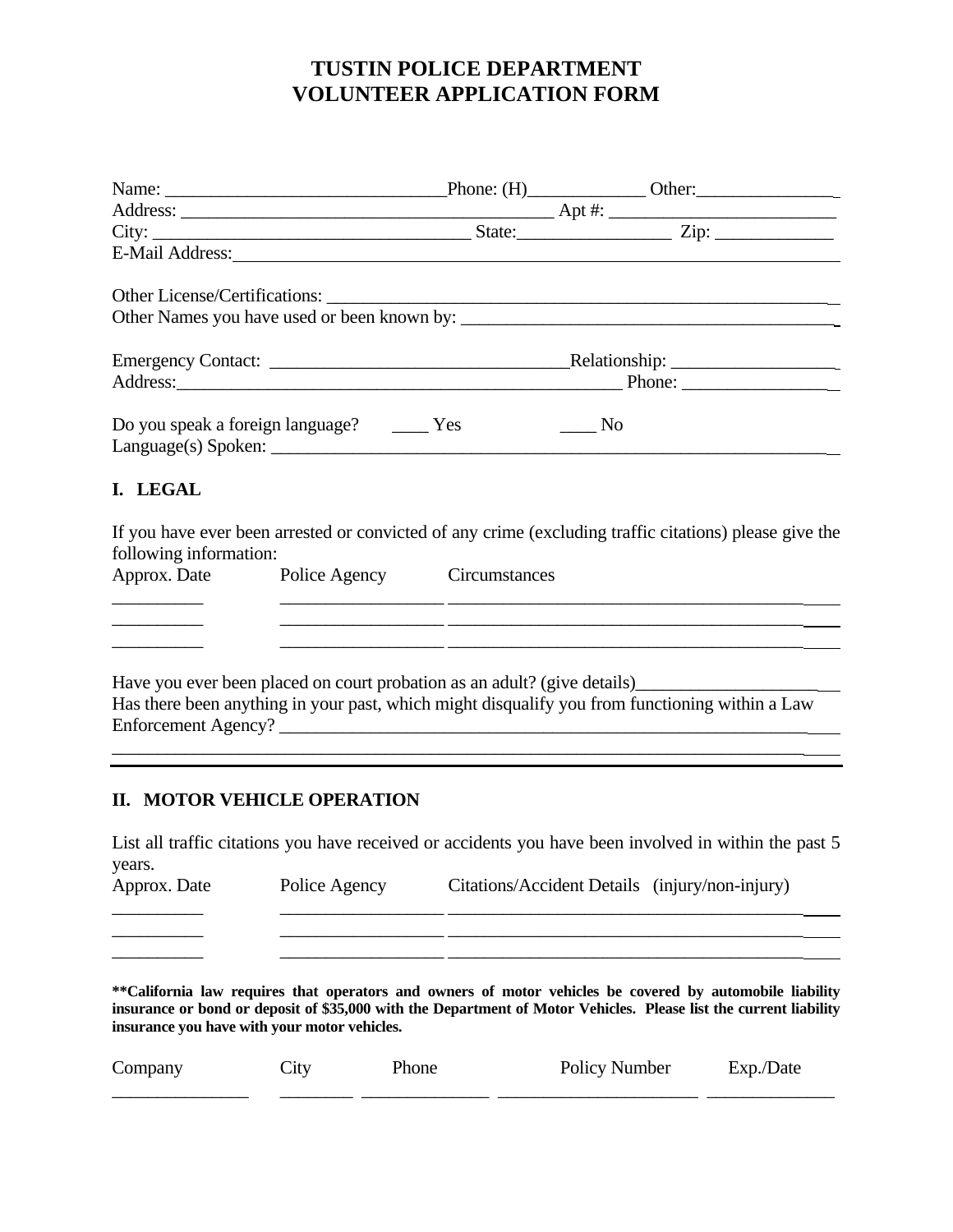# TUSTIN POLICE DEPARTMENT
# VOLUNTEER APPLICATION FORM

Name: ______________________________ Phone: (H)____________ Other:_______________

Address: ________________________________________ Apt #: _________________________

City: _________________________________ State:________________ Zip: _____________

E-Mail Address:_________________________________________________________________

Other License/Certifications: ____________________________________________________

Other Names you have used or been known by: ________________________________________

Emergency Contact: ________________________________Relationship: __________________

Address:_________________________________________________ Phone: ________________

Do you speak a foreign language? ____ Yes ____ No

Language(s) Spoken: ____________________________________________________________

## I. LEGAL

If you have ever been arrested or convicted of any crime (excluding traffic citations) please give the following information:

| Approx. Date | Police Agency | Circumstances |
|---|---|---|
| __________ | _________________ | ________________________________________ |
| __________ | _________________ | ________________________________________ |
| __________ | _________________ | ________________________________________ |

Have you ever been placed on court probation as an adult? (give details)_______________________

Has there been anything in your past, which might disqualify you from functioning within a Law Enforcement Agency? _____________________________________________________________

_______________________________________________________________________________

## II. MOTOR VEHICLE OPERATION

List all traffic citations you have received or accidents you have been involved in within the past 5 years.

| Approx. Date | Police Agency | Citations/Accident Details (injury/non-injury) |
|---|---|---|
| __________ | _________________ | ________________________________________ |
| __________ | _________________ | ________________________________________ |
| __________ | _________________ | ________________________________________ |

**\*\*California law requires that operators and owners of motor vehicles be covered by automobile liability insurance or bond or deposit of $35,000 with the Department of Motor Vehicles. Please list the current liability insurance you have with your motor vehicles.**

| Company | City | Phone | Policy Number | Exp./Date |
|---|---|---|---|---|
| _______________ | ________ | ______________ | ______________________ | ______________ |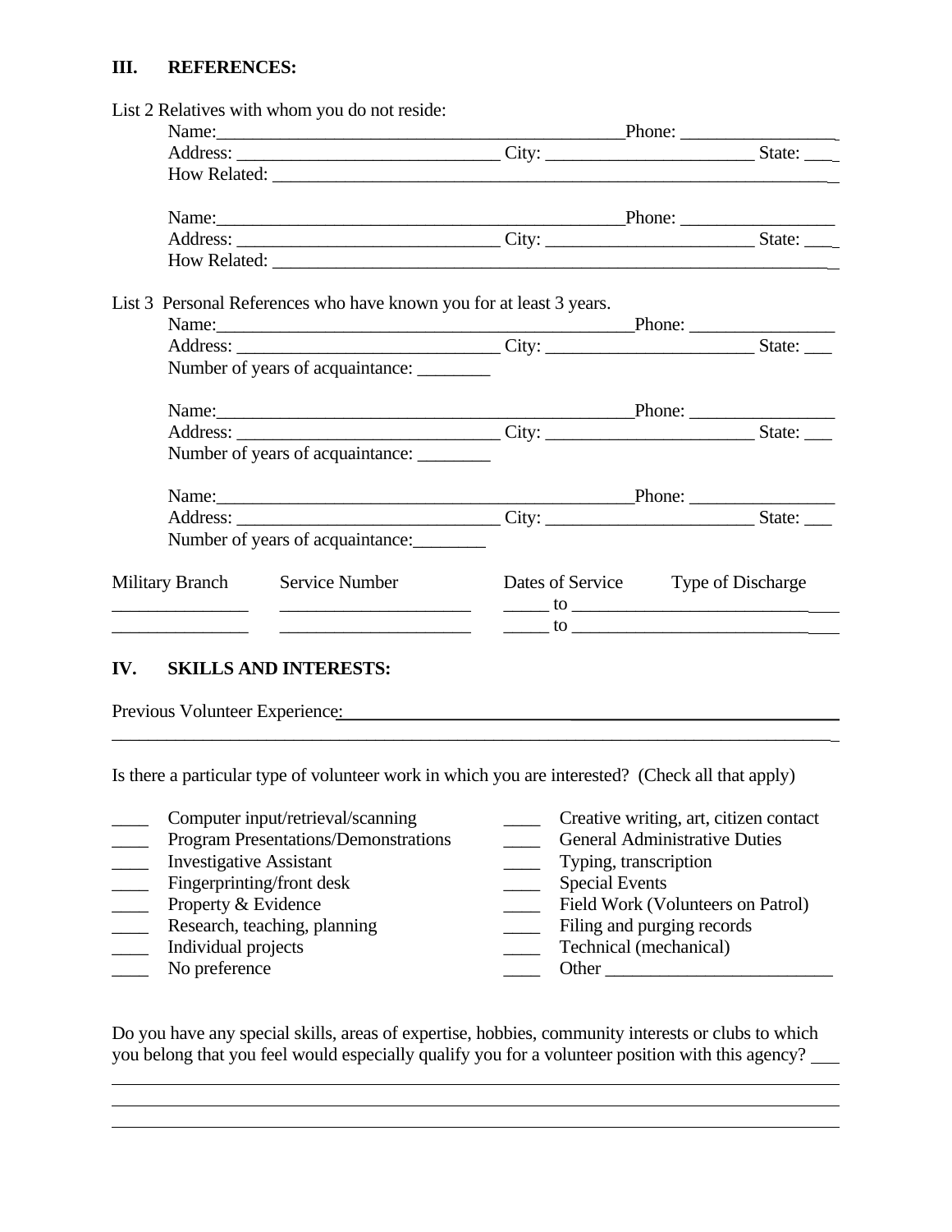## III. REFERENCES:

List 2 Relatives with whom you do not reside:

Name:_____________________________________________Phone: _________________
Address: _____________________________ City: _______________________ State: ___
How Related: _____________________________________________________________

Name:_____________________________________________Phone: _________________
Address: _____________________________ City: _______________________ State: ___
How Related: _____________________________________________________________

List 3 Personal References who have known you for at least 3 years.

Name:_____________________________________________Phone: ________________
Address: _____________________________ City: _______________________ State: ___
Number of years of acquaintance: ________

Name:_____________________________________________Phone: ________________
Address: _____________________________ City: _______________________ State: ___
Number of years of acquaintance: ________

Name:_____________________________________________Phone: ________________
Address: _____________________________ City: _______________________ State: ___
Number of years of acquaintance:________

| Military Branch | Service Number | Dates of Service | Type of Discharge |
|---|---|---|---|
| _______________ | _____________________ | _____ to | _____________________ |
| _______________ | _____________________ | _____ to | _____________________ |

## IV. SKILLS AND INTERESTS:

Previous Volunteer Experience:_____________________________________________________
__________________________________________________________________________________

Is there a particular type of volunteer work in which you are interested? (Check all that apply)

- ____ Computer input/retrieval/scanning
- ____ Program Presentations/Demonstrations
- ____ Investigative Assistant
- ____ Fingerprinting/front desk
- ____ Property & Evidence
- ____ Research, teaching, planning
- ____ Individual projects
- ____ No preference
- ____ Creative writing, art, citizen contact
- ____ General Administrative Duties
- ____ Typing, transcription
- ____ Special Events
- ____ Field Work (Volunteers on Patrol)
- ____ Filing and purging records
- ____ Technical (mechanical)
- ____ Other _________________________

Do you have any special skills, areas of expertise, hobbies, community interests or clubs to which you belong that you feel would especially qualify you for a volunteer position with this agency? ___
__________________________________________________________________________________
__________________________________________________________________________________
__________________________________________________________________________________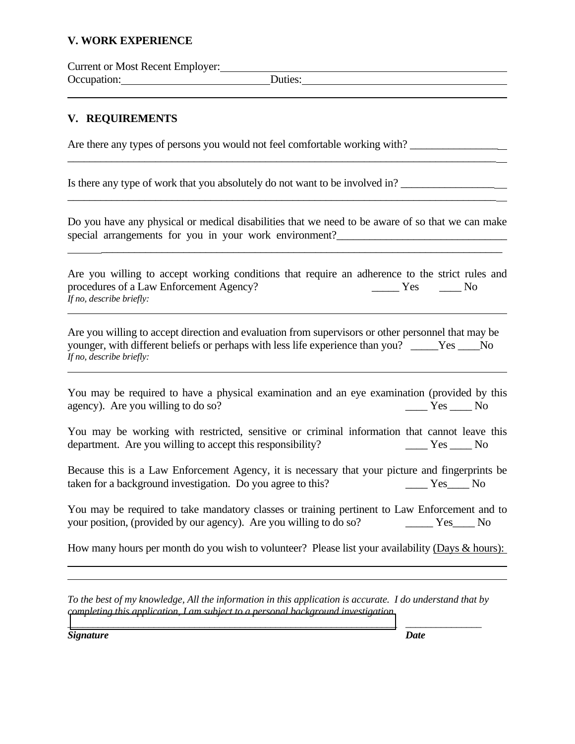## V. WORK EXPERIENCE

Current or Most Recent Employer: ____________________________________________

Occupation: ___________________________ Duties: ___________________________________

_______________________________________________________________________________

## V. REQUIREMENTS

Are there any types of persons you would not feel comfortable working with? ________________

_______________________________________________________________________________

Is there any type of work that you absolutely do not want to be involved in? _________________

_______________________________________________________________________________

Do you have any physical or medical disabilities that we need to be aware of so that we can make special arrangements for you in your work environment?_______________________________

_______________________________________________________________________________

Are you willing to accept working conditions that require an adherence to the strict rules and procedures of a Law Enforcement Agency? _____ Yes ____ No

*If no, describe briefly:*

_______________________________________________________________________________

Are you willing to accept direction and evaluation from supervisors or other personnel that may be younger, with different beliefs or perhaps with less life experience than you? _____Yes ____No

*If no, describe briefly:*

_______________________________________________________________________________

You may be required to have a physical examination and an eye examination (provided by this agency). Are you willing to do so? ____ Yes ____ No

You may be working with restricted, sensitive or criminal information that cannot leave this department. Are you willing to accept this responsibility? ____ Yes ____ No

Because this is a Law Enforcement Agency, it is necessary that your picture and fingerprints be taken for a background investigation. Do you agree to this? ____ Yes____ No

You may be required to take mandatory classes or training pertinent to Law Enforcement and to your position, (provided by our agency). Are you willing to do so? _____ Yes____ No

How many hours per month do you wish to volunteer? Please list your availability (Days & hours):

_______________________________________________________________________________

_______________________________________________________________________________

*To the best of my knowledge, All the information in this application is accurate. I do understand that by completing this application, I am subject to a personal background investigation.*

_________________________________________________________________ _______________

***Signature*** ***Date***